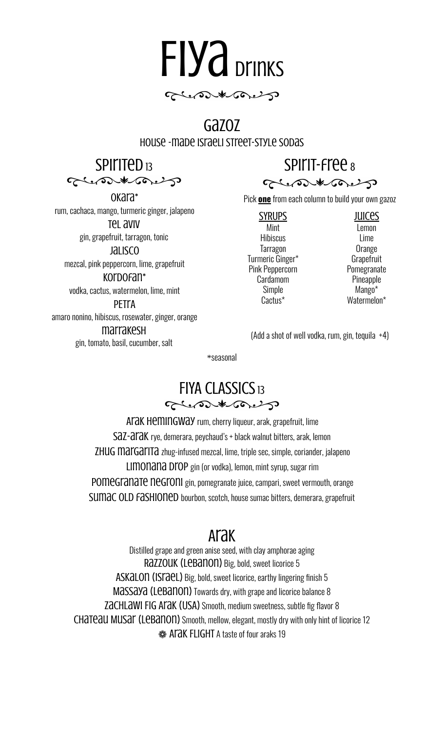# Fiya Drinks

## Gazoz

House-made Israeli street-style sodas

### Spirited 13

**Okara***
rum, cachaca, mango, turmeric ginger, jalapeno

**Tel Aviv**
gin, grapefruit, tarragon, tonic

**Jalisco**
mezcal, pink peppercorn, lime, grapefruit

**Kordofan***
vodka, cactus, watermelon, lime, mint

**Petra**
amaro nonino, hibiscus, rosewater, ginger, orange

**Marrakesh**
gin, tomato, basil, cucumber, salt

### Spirit-Free 8

Pick **one** from each column to build your own gazoz

| SYRUPS | JUICES |
| --- | --- |
| Mint | Lemon |
| Hibiscus | Lime |
| Tarragon | Orange |
| Turmeric Ginger* | Grapefruit |
| Pink Peppercorn | Pomegranate |
| Cardamom | Pineapple |
| Simple | Mango* |
| Cactus* | Watermelon* |

(Add a shot of well vodka, rum, gin, tequila +4)

*seasonal

## Fiya Classics 13

**Arak Hemingway** rum, cherry liqueur, arak, grapefruit, lime

**Saz-Arak** rye, demerara, peychaud's + black walnut bitters, arak, lemon

**Zhug Margarita** zhug-infused mezcal, lime, triple sec, simple, coriander, jalapeno

**Limonana Drop** gin (or vodka), lemon, mint syrup, sugar rim

**Pomegranate Negroni** gin, pomegranate juice, campari, sweet vermouth, orange

**Sumac Old Fashioned** bourbon, scotch, house sumac bitters, demerara, grapefruit

## Arak

Distilled grape and green anise seed, with clay amphorae aging

**Razzouk (Lebanon)** Big, bold, sweet licorice 5

**Askalon (Israel)** Big, bold, sweet licorice, earthy lingering finish 5

**Massaya (Lebanon)** Towards dry, with grape and licorice balance 8

**Zachlawi Fig Arak (USA)** Smooth, medium sweetness, subtle fig flavor 8

**Chateau Musar (Lebanon)** Smooth, mellow, elegant, mostly dry with only hint of licorice 12

❁ **Arak Flight** A taste of four araks 19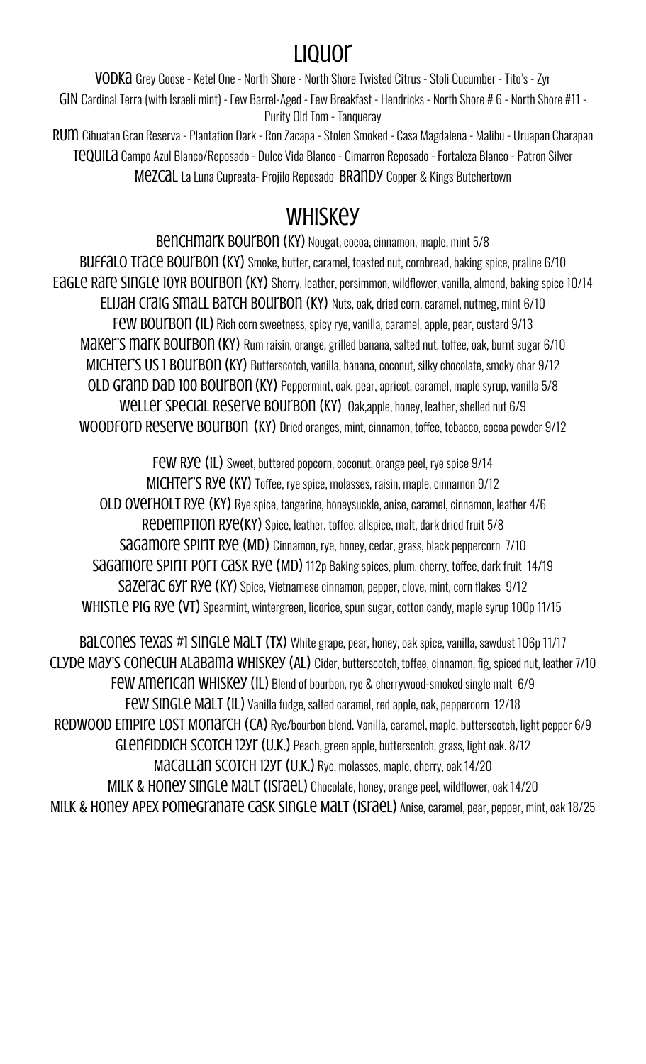# LIQUOR

**VODKA** Grey Goose - Ketel One - North Shore - North Shore Twisted Citrus - Stoli Cucumber - Tito's - Zyr

**GIN** Cardinal Terra (with Israeli mint) - Few Barrel-Aged - Few Breakfast - Hendricks - North Shore # 6 - North Shore #11 - Purity Old Tom - Tanqueray

**RUM** Cihuatan Gran Reserva - Plantation Dark - Ron Zacapa - Stolen Smoked - Casa Magdalena - Malibu - Uruapan Charapan

**TEQUILA** Campo Azul Blanco/Reposado - Dulce Vida Blanco - Cimarron Reposado - Fortaleza Blanco - Patron Silver

**MEZCAL** La Luna Cupreata- Projilo Reposado **BRANDY** Copper & Kings Butchertown

# WHISKEY

**BENCHMARK BOURBON (KY)** Nougat, cocoa, cinnamon, maple, mint 5/8

**BUFFALO TRACE BOURBON (KY)** Smoke, butter, caramel, toasted nut, cornbread, baking spice, praline 6/10

**EAGLE RARE SINGLE 10YR BOURBON (KY)** Sherry, leather, persimmon, wildflower, vanilla, almond, baking spice 10/14

**ELIJAH CRAIG SMALL BATCH BOURBON (KY)** Nuts, oak, dried corn, caramel, nutmeg, mint 6/10

**FEW BOURBON (IL)** Rich corn sweetness, spicy rye, vanilla, caramel, apple, pear, custard 9/13

**MAKER'S MARK BOURBON (KY)** Rum raisin, orange, grilled banana, salted nut, toffee, oak, burnt sugar 6/10

**MICHTER'S US 1 BOURBON (KY)** Butterscotch, vanilla, banana, coconut, silky chocolate, smoky char 9/12

**OLD GRAND DAD 100 BOURBON (KY)** Peppermint, oak, pear, apricot, caramel, maple syrup, vanilla 5/8

**WELLER SPECIAL RESERVE BOURBON (KY)** Oak,apple, honey, leather, shelled nut 6/9

**WOODFORD RESERVE BOURBON (KY)** Dried oranges, mint, cinnamon, toffee, tobacco, cocoa powder 9/12

**FEW RYE (IL)** Sweet, buttered popcorn, coconut, orange peel, rye spice 9/14

**MICHTER'S RYE (KY)** Toffee, rye spice, molasses, raisin, maple, cinnamon 9/12

**OLD OVERHOLT RYE (KY)** Rye spice, tangerine, honeysuckle, anise, caramel, cinnamon, leather 4/6

**REDEMPTION RYE(KY)** Spice, leather, toffee, allspice, malt, dark dried fruit 5/8

**SAGAMORE SPIRIT RYE (MD)** Cinnamon, rye, honey, cedar, grass, black peppercorn 7/10

**SAGAMORE SPIRIT PORT CASK RYE (MD)** 112p Baking spices, plum, cherry, toffee, dark fruit 14/19

**SAZERAC 6YR RYE (KY)** Spice, Vietnamese cinnamon, pepper, clove, mint, corn flakes 9/12

**WHISTLE PIG RYE (VT)** Spearmint, wintergreen, licorice, spun sugar, cotton candy, maple syrup 100p 11/15

**BALCONES TEXAS #1 SINGLE MALT (TX)** White grape, pear, honey, oak spice, vanilla, sawdust 106p 11/17

**CLYDE MAY'S CONECUH ALABAMA WHISKEY (AL)** Cider, butterscotch, toffee, cinnamon, fig, spiced nut, leather 7/10

**FEW AMERICAN WHISKEY (IL)** Blend of bourbon, rye & cherrywood-smoked single malt 6/9

**FEW SINGLE MALT (IL)** Vanilla fudge, salted caramel, red apple, oak, peppercorn 12/18

**REDWOOD EMPIRE LOST MONARCH (CA)** Rye/bourbon blend. Vanilla, caramel, maple, butterscotch, light pepper 6/9

**GLENFIDDICH SCOTCH 12YR (U.K.)** Peach, green apple, butterscotch, grass, light oak. 8/12

**MACALLAN SCOTCH 12YR (U.K.)** Rye, molasses, maple, cherry, oak 14/20

**MILK & HONEY SINGLE MALT (ISRAEL)** Chocolate, honey, orange peel, wildflower, oak 14/20

**MILK & HONEY APEX POMEGRANATE CASK SINGLE MALT (ISRAEL)** Anise, caramel, pear, pepper, mint, oak 18/25